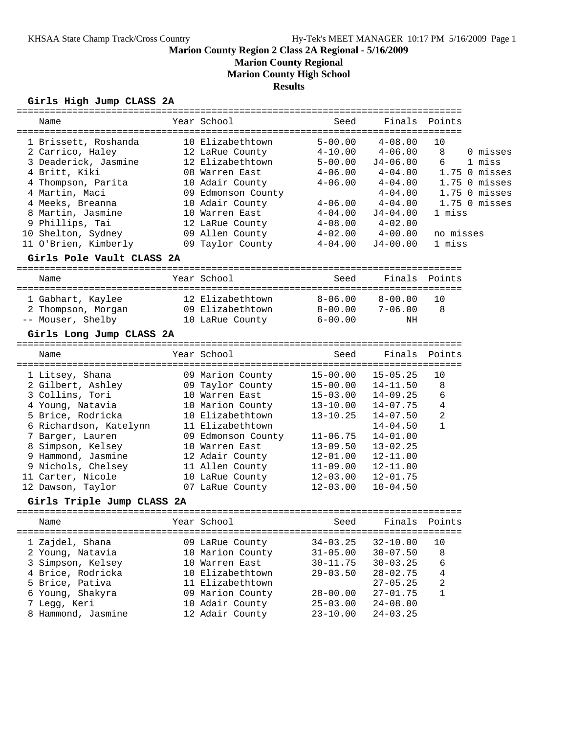# Marion County Region 2 Class 2A Regional - 5/16/2009

## Marion County Regional

## Marion County High School

## Results

### Girls High Jump CLASS 2A

| Place | Name | Year | School | Seed | Finals | Points | |
|---|---|---|---|---|---|---|---|
| 1 | Brissett, Roshanda | 10 | Elizabethtown | 5-00.00 | 4-08.00 | 10 | |
| 2 | Carrico, Haley | 12 | LaRue County | 4-10.00 | 4-06.00 | 8 | 0 misses |
| 3 | Deaderick, Jasmine | 12 | Elizabethtown | 5-00.00 | J4-06.00 | 6 | 1 miss |
| 4 | Britt, Kiki | 08 | Warren East | 4-06.00 | 4-04.00 | 1.75 | 0 misses |
| 4 | Thompson, Parita | 10 | Adair County | 4-06.00 | 4-04.00 | 1.75 | 0 misses |
| 4 | Martin, Maci | 09 | Edmonson County | | 4-04.00 | 1.75 | 0 misses |
| 4 | Meeks, Breanna | 10 | Adair County | 4-06.00 | 4-04.00 | 1.75 | 0 misses |
| 8 | Martin, Jasmine | 10 | Warren East | 4-04.00 | J4-04.00 | | 1 miss |
| 9 | Phillips, Tai | 12 | LaRue County | 4-08.00 | 4-02.00 | | |
| 10 | Shelton, Sydney | 09 | Allen County | 4-02.00 | 4-00.00 | | no misses |
| 11 | O'Brien, Kimberly | 09 | Taylor County | 4-04.00 | J4-00.00 | | 1 miss |

### Girls Pole Vault CLASS 2A

| Place | Name | Year | School | Seed | Finals | Points |
|---|---|---|---|---|---|---|
| 1 | Gabhart, Kaylee | 12 | Elizabethtown | 8-06.00 | 8-00.00 | 10 |
| 2 | Thompson, Morgan | 09 | Elizabethtown | 8-00.00 | 7-06.00 | 8 |
| -- | Mouser, Shelby | 10 | LaRue County | 6-00.00 | NH | |

### Girls Long Jump CLASS 2A

| Place | Name | Year | School | Seed | Finals | Points |
|---|---|---|---|---|---|---|
| 1 | Litsey, Shana | 09 | Marion County | 15-00.00 | 15-05.25 | 10 |
| 2 | Gilbert, Ashley | 09 | Taylor County | 15-00.00 | 14-11.50 | 8 |
| 3 | Collins, Tori | 10 | Warren East | 15-03.00 | 14-09.25 | 6 |
| 4 | Young, Natavia | 10 | Marion County | 13-10.00 | 14-07.75 | 4 |
| 5 | Brice, Rodricka | 10 | Elizabethtown | 13-10.25 | 14-07.50 | 2 |
| 6 | Richardson, Katelynn | 11 | Elizabethtown | | 14-04.50 | 1 |
| 7 | Barger, Lauren | 09 | Edmonson County | 11-06.75 | 14-01.00 | |
| 8 | Simpson, Kelsey | 10 | Warren East | 13-09.50 | 13-02.25 | |
| 9 | Hammond, Jasmine | 12 | Adair County | 12-01.00 | 12-11.00 | |
| 9 | Nichols, Chelsey | 11 | Allen County | 11-09.00 | 12-11.00 | |
| 11 | Carter, Nicole | 10 | LaRue County | 12-03.00 | 12-01.75 | |
| 12 | Dawson, Taylor | 07 | LaRue County | 12-03.00 | 10-04.50 | |

### Girls Triple Jump CLASS 2A

| Place | Name | Year | School | Seed | Finals | Points |
|---|---|---|---|---|---|---|
| 1 | Zajdel, Shana | 09 | LaRue County | 34-03.25 | 32-10.00 | 10 |
| 2 | Young, Natavia | 10 | Marion County | 31-05.00 | 30-07.50 | 8 |
| 3 | Simpson, Kelsey | 10 | Warren East | 30-11.75 | 30-03.25 | 6 |
| 4 | Brice, Rodricka | 10 | Elizabethtown | 29-03.50 | 28-02.75 | 4 |
| 5 | Brice, Pativa | 11 | Elizabethtown | | 27-05.25 | 2 |
| 6 | Young, Shakyra | 09 | Marion County | 28-00.00 | 27-01.75 | 1 |
| 7 | Legg, Keri | 10 | Adair County | 25-03.00 | 24-08.00 | |
| 8 | Hammond, Jasmine | 12 | Adair County | 23-10.00 | 24-03.25 | |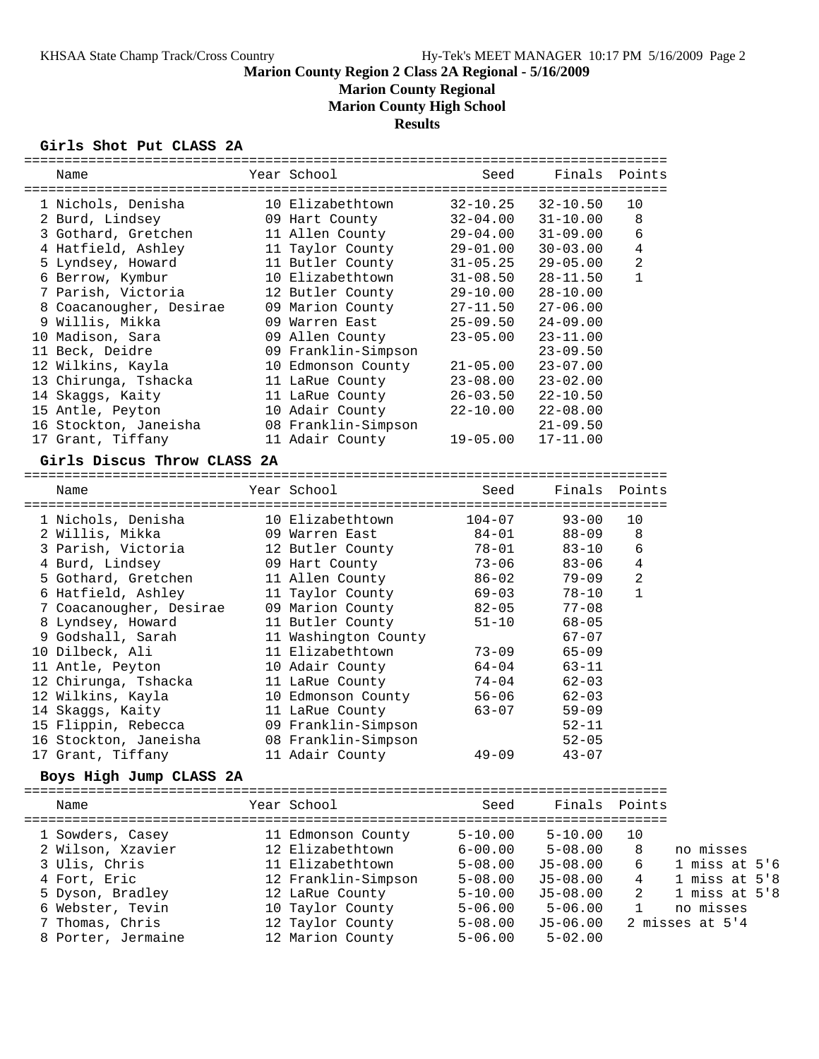# Marion County Region 2 Class 2A Regional - 5/16/2009

## Marion County Regional

## Marion County High School

## Results

### Girls Shot Put CLASS 2A

| | Name | Year | School | Seed | Finals | Points |
|---|---|---|---|---|---|---|
| 1 | Nichols, Denisha | 10 | Elizabethtown | 32-10.25 | 32-10.50 | 10 |
| 2 | Burd, Lindsey | 09 | Hart County | 32-04.00 | 31-10.00 | 8 |
| 3 | Gothard, Gretchen | 11 | Allen County | 29-04.00 | 31-09.00 | 6 |
| 4 | Hatfield, Ashley | 11 | Taylor County | 29-01.00 | 30-03.00 | 4 |
| 5 | Lyndsey, Howard | 11 | Butler County | 31-05.25 | 29-05.00 | 2 |
| 6 | Berrow, Kymbur | 10 | Elizabethtown | 31-08.50 | 28-11.50 | 1 |
| 7 | Parish, Victoria | 12 | Butler County | 29-10.00 | 28-10.00 | |
| 8 | Coacanougher, Desirae | 09 | Marion County | 27-11.50 | 27-06.00 | |
| 9 | Willis, Mikka | 09 | Warren East | 25-09.50 | 24-09.00 | |
| 10 | Madison, Sara | 09 | Allen County | 23-05.00 | 23-11.00 | |
| 11 | Beck, Deidre | 09 | Franklin-Simpson | | 23-09.50 | |
| 12 | Wilkins, Kayla | 10 | Edmonson County | 21-05.00 | 23-07.00 | |
| 13 | Chirunga, Tshacka | 11 | LaRue County | 23-08.00 | 23-02.00 | |
| 14 | Skaggs, Kaity | 11 | LaRue County | 26-03.50 | 22-10.50 | |
| 15 | Antle, Peyton | 10 | Adair County | 22-10.00 | 22-08.00 | |
| 16 | Stockton, Janeisha | 08 | Franklin-Simpson | | 21-09.50 | |
| 17 | Grant, Tiffany | 11 | Adair County | 19-05.00 | 17-11.00 | |

### Girls Discus Throw CLASS 2A

| | Name | Year | School | Seed | Finals | Points |
|---|---|---|---|---|---|---|
| 1 | Nichols, Denisha | 10 | Elizabethtown | 104-07 | 93-00 | 10 |
| 2 | Willis, Mikka | 09 | Warren East | 84-01 | 88-09 | 8 |
| 3 | Parish, Victoria | 12 | Butler County | 78-01 | 83-10 | 6 |
| 4 | Burd, Lindsey | 09 | Hart County | 73-06 | 83-06 | 4 |
| 5 | Gothard, Gretchen | 11 | Allen County | 86-02 | 79-09 | 2 |
| 6 | Hatfield, Ashley | 11 | Taylor County | 69-03 | 78-10 | 1 |
| 7 | Coacanougher, Desirae | 09 | Marion County | 82-05 | 77-08 | |
| 8 | Lyndsey, Howard | 11 | Butler County | 51-10 | 68-05 | |
| 9 | Godshall, Sarah | 11 | Washington County | | 67-07 | |
| 10 | Dilbeck, Ali | 11 | Elizabethtown | 73-09 | 65-09 | |
| 11 | Antle, Peyton | 10 | Adair County | 64-04 | 63-11 | |
| 12 | Chirunga, Tshacka | 11 | LaRue County | 74-04 | 62-03 | |
| 12 | Wilkins, Kayla | 10 | Edmonson County | 56-06 | 62-03 | |
| 14 | Skaggs, Kaity | 11 | LaRue County | 63-07 | 59-09 | |
| 15 | Flippin, Rebecca | 09 | Franklin-Simpson | | 52-11 | |
| 16 | Stockton, Janeisha | 08 | Franklin-Simpson | | 52-05 | |
| 17 | Grant, Tiffany | 11 | Adair County | 49-09 | 43-07 | |

### Boys High Jump CLASS 2A

| | Name | Year | School | Seed | Finals | Points | |
|---|---|---|---|---|---|---|---|
| 1 | Sowders, Casey | 11 | Edmonson County | 5-10.00 | 5-10.00 | 10 | |
| 2 | Wilson, Xzavier | 12 | Elizabethtown | 6-00.00 | 5-08.00 | 8 | no misses |
| 3 | Ulis, Chris | 11 | Elizabethtown | 5-08.00 | J5-08.00 | 6 | 1 miss at 5'6 |
| 4 | Fort, Eric | 12 | Franklin-Simpson | 5-08.00 | J5-08.00 | 4 | 1 miss at 5'8 |
| 5 | Dyson, Bradley | 12 | LaRue County | 5-10.00 | J5-08.00 | 2 | 1 miss at 5'8 |
| 6 | Webster, Tevin | 10 | Taylor County | 5-06.00 | 5-06.00 | 1 | no misses |
| 7 | Thomas, Chris | 12 | Taylor County | 5-08.00 | J5-06.00 | | 2 misses at 5'4 |
| 8 | Porter, Jermaine | 12 | Marion County | 5-06.00 | 5-02.00 | | |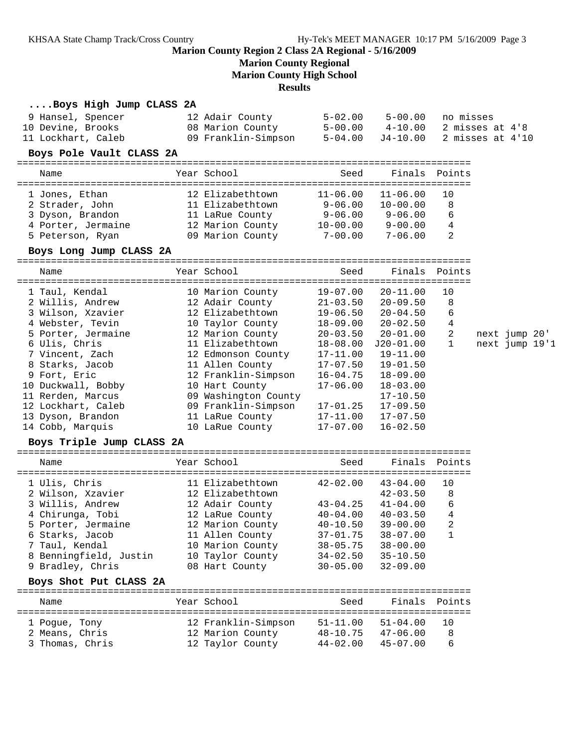**Marion County Region 2 Class 2A Regional - 5/16/2009**

**Marion County Regional**

**Marion County High School**

**Results**

### ....Boys High Jump CLASS 2A

| Place | Name | Year | School | Seed | Finals | Notes |
|---|---|---|---|---|---|---|
| 9 | Hansel, Spencer | 12 | Adair County | 5-02.00 | 5-00.00 | no misses |
| 10 | Devine, Brooks | 08 | Marion County | 5-00.00 | 4-10.00 | 2 misses at 4'8 |
| 11 | Lockhart, Caleb | 09 | Franklin-Simpson | 5-04.00 | J4-10.00 | 2 misses at 4'10 |

### Boys Pole Vault CLASS 2A

| Place | Name | Year | School | Seed | Finals | Points |
|---|---|---|---|---|---|---|
| 1 | Jones, Ethan | 12 | Elizabethtown | 11-06.00 | 11-06.00 | 10 |
| 2 | Strader, John | 11 | Elizabethtown | 9-06.00 | 10-00.00 | 8 |
| 3 | Dyson, Brandon | 11 | LaRue County | 9-06.00 | 9-06.00 | 6 |
| 4 | Porter, Jermaine | 12 | Marion County | 10-00.00 | 9-00.00 | 4 |
| 5 | Peterson, Ryan | 09 | Marion County | 7-00.00 | 7-06.00 | 2 |

### Boys Long Jump CLASS 2A

| Place | Name | Year | School | Seed | Finals | Points | Notes |
|---|---|---|---|---|---|---|---|
| 1 | Taul, Kendal | 10 | Marion County | 19-07.00 | 20-11.00 | 10 | |
| 2 | Willis, Andrew | 12 | Adair County | 21-03.50 | 20-09.50 | 8 | |
| 3 | Wilson, Xzavier | 12 | Elizabethtown | 19-06.50 | 20-04.50 | 6 | |
| 4 | Webster, Tevin | 10 | Taylor County | 18-09.00 | 20-02.50 | 4 | |
| 5 | Porter, Jermaine | 12 | Marion County | 20-03.50 | 20-01.00 | 2 | next jump 20' |
| 6 | Ulis, Chris | 11 | Elizabethtown | 18-08.00 | J20-01.00 | 1 | next jump 19'1 |
| 7 | Vincent, Zach | 12 | Edmonson County | 17-11.00 | 19-11.00 | | |
| 8 | Starks, Jacob | 11 | Allen County | 17-07.50 | 19-01.50 | | |
| 9 | Fort, Eric | 12 | Franklin-Simpson | 16-04.75 | 18-09.00 | | |
| 10 | Duckwall, Bobby | 10 | Hart County | 17-06.00 | 18-03.00 | | |
| 11 | Rerden, Marcus | 09 | Washington County | | 17-10.50 | | |
| 12 | Lockhart, Caleb | 09 | Franklin-Simpson | 17-01.25 | 17-09.50 | | |
| 13 | Dyson, Brandon | 11 | LaRue County | 17-11.00 | 17-07.50 | | |
| 14 | Cobb, Marquis | 10 | LaRue County | 17-07.00 | 16-02.50 | | |

### Boys Triple Jump CLASS 2A

| Place | Name | Year | School | Seed | Finals | Points |
|---|---|---|---|---|---|---|
| 1 | Ulis, Chris | 11 | Elizabethtown | 42-02.00 | 43-04.00 | 10 |
| 2 | Wilson, Xzavier | 12 | Elizabethtown | | 42-03.50 | 8 |
| 3 | Willis, Andrew | 12 | Adair County | 43-04.25 | 41-04.00 | 6 |
| 4 | Chirunga, Tobi | 12 | LaRue County | 40-04.00 | 40-03.50 | 4 |
| 5 | Porter, Jermaine | 12 | Marion County | 40-10.50 | 39-00.00 | 2 |
| 6 | Starks, Jacob | 11 | Allen County | 37-01.75 | 38-07.00 | 1 |
| 7 | Taul, Kendal | 10 | Marion County | 38-05.75 | 38-00.00 | |
| 8 | Benningfield, Justin | 10 | Taylor County | 34-02.50 | 35-10.50 | |
| 9 | Bradley, Chris | 08 | Hart County | 30-05.00 | 32-09.00 | |

### Boys Shot Put CLASS 2A

| Place | Name | Year | School | Seed | Finals | Points |
|---|---|---|---|---|---|---|
| 1 | Pogue, Tony | 12 | Franklin-Simpson | 51-11.00 | 51-04.00 | 10 |
| 2 | Means, Chris | 12 | Marion County | 48-10.75 | 47-06.00 | 8 |
| 3 | Thomas, Chris | 12 | Taylor County | 44-02.00 | 45-07.00 | 6 |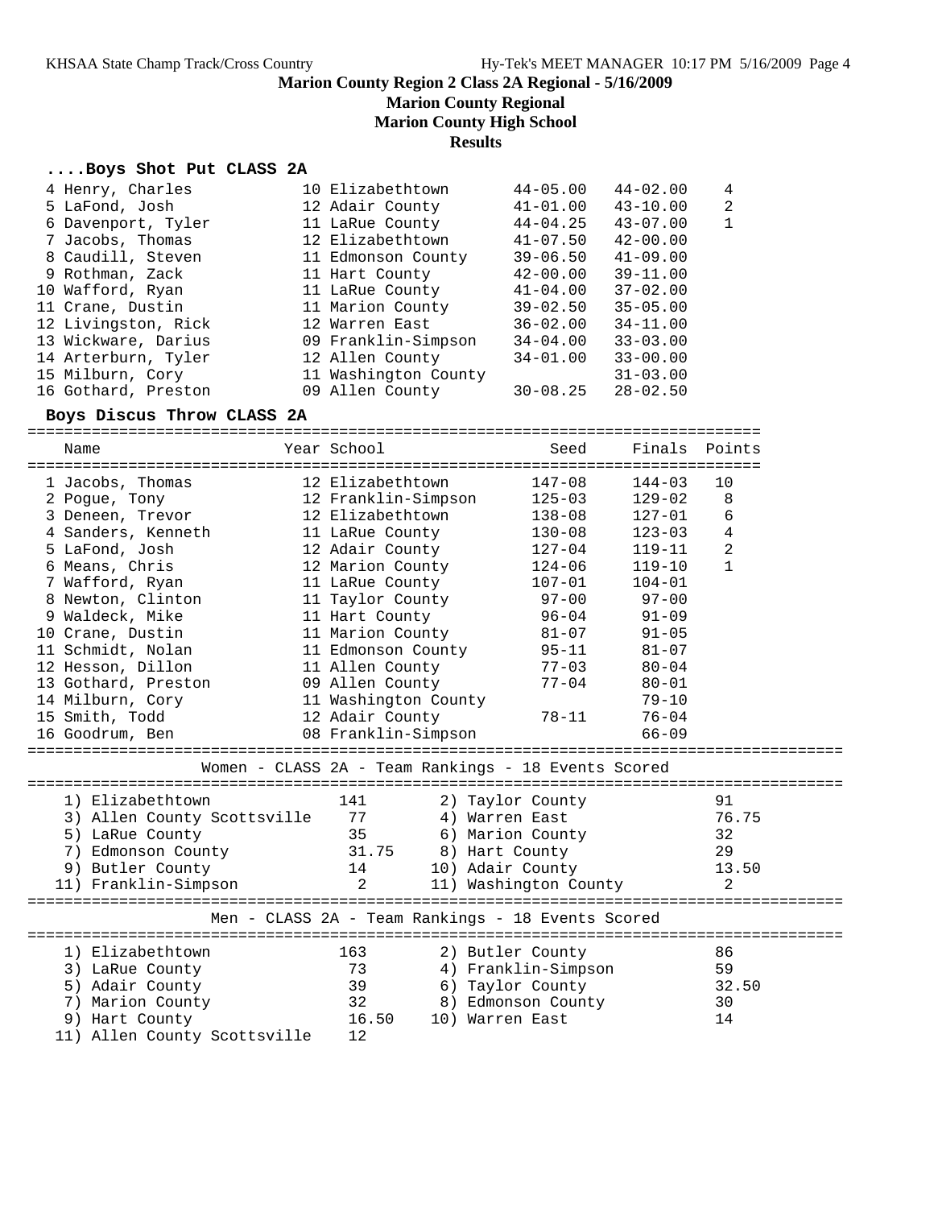**Marion County Region 2 Class 2A Regional - 5/16/2009**

**Marion County Regional**

**Marion County High School**

**Results**

### ....Boys Shot Put CLASS 2A

| | Name | Year | School | Seed | Finals | Points |
|---|---|---|---|---|---|---|
| 4 | Henry, Charles | 10 | Elizabethtown | 44-05.00 | 44-02.00 | 4 |
| 5 | LaFond, Josh | 12 | Adair County | 41-01.00 | 43-10.00 | 2 |
| 6 | Davenport, Tyler | 11 | LaRue County | 44-04.25 | 43-07.00 | 1 |
| 7 | Jacobs, Thomas | 12 | Elizabethtown | 41-07.50 | 42-00.00 | |
| 8 | Caudill, Steven | 11 | Edmonson County | 39-06.50 | 41-09.00 | |
| 9 | Rothman, Zack | 11 | Hart County | 42-00.00 | 39-11.00 | |
| 10 | Wafford, Ryan | 11 | LaRue County | 41-04.00 | 37-02.00 | |
| 11 | Crane, Dustin | 11 | Marion County | 39-02.50 | 35-05.00 | |
| 12 | Livingston, Rick | 12 | Warren East | 36-02.00 | 34-11.00 | |
| 13 | Wickware, Darius | 09 | Franklin-Simpson | 34-04.00 | 33-03.00 | |
| 14 | Arterburn, Tyler | 12 | Allen County | 34-01.00 | 33-00.00 | |
| 15 | Milburn, Cory | 11 | Washington County | | 31-03.00 | |
| 16 | Gothard, Preston | 09 | Allen County | 30-08.25 | 28-02.50 | |

### Boys Discus Throw CLASS 2A

| | Name | Year | School | Seed | Finals | Points |
|---|---|---|---|---|---|---|
| 1 | Jacobs, Thomas | 12 | Elizabethtown | 147-08 | 144-03 | 10 |
| 2 | Pogue, Tony | 12 | Franklin-Simpson | 125-03 | 129-02 | 8 |
| 3 | Deneen, Trevor | 12 | Elizabethtown | 138-08 | 127-01 | 6 |
| 4 | Sanders, Kenneth | 11 | LaRue County | 130-08 | 123-03 | 4 |
| 5 | LaFond, Josh | 12 | Adair County | 127-04 | 119-11 | 2 |
| 6 | Means, Chris | 12 | Marion County | 124-06 | 119-10 | 1 |
| 7 | Wafford, Ryan | 11 | LaRue County | 107-01 | 104-01 | |
| 8 | Newton, Clinton | 11 | Taylor County | 97-00 | 97-00 | |
| 9 | Waldeck, Mike | 11 | Hart County | 96-04 | 91-09 | |
| 10 | Crane, Dustin | 11 | Marion County | 81-07 | 91-05 | |
| 11 | Schmidt, Nolan | 11 | Edmonson County | 95-11 | 81-07 | |
| 12 | Hesson, Dillon | 11 | Allen County | 77-03 | 80-04 | |
| 13 | Gothard, Preston | 09 | Allen County | 77-04 | 80-01 | |
| 14 | Milburn, Cory | 11 | Washington County | | 79-10 | |
| 15 | Smith, Todd | 12 | Adair County | 78-11 | 76-04 | |
| 16 | Goodrum, Ben | 08 | Franklin-Simpson | | 66-09 | |

### Women - CLASS 2A - Team Rankings - 18 Events Scored

| | | | |
|---|---|---|---|
| 1) Elizabethtown | 141 | 2) Taylor County | 91 |
| 3) Allen County Scottsville | 77 | 4) Warren East | 76.75 |
| 5) LaRue County | 35 | 6) Marion County | 32 |
| 7) Edmonson County | 31.75 | 8) Hart County | 29 |
| 9) Butler County | 14 | 10) Adair County | 13.50 |
| 11) Franklin-Simpson | 2 | 11) Washington County | 2 |

### Men - CLASS 2A - Team Rankings - 18 Events Scored

| | | | |
|---|---|---|---|
| 1) Elizabethtown | 163 | 2) Butler County | 86 |
| 3) LaRue County | 73 | 4) Franklin-Simpson | 59 |
| 5) Adair County | 39 | 6) Taylor County | 32.50 |
| 7) Marion County | 32 | 8) Edmonson County | 30 |
| 9) Hart County | 16.50 | 10) Warren East | 14 |
| 11) Allen County Scottsville | 12 | | |